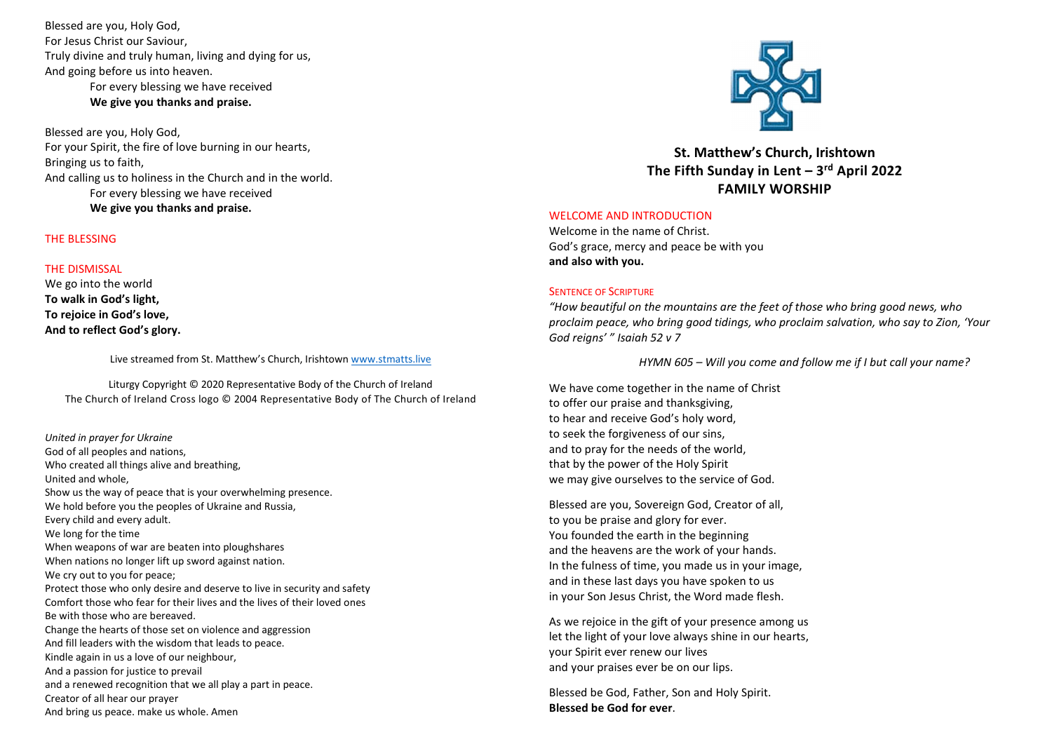Blessed are you, Holy God,
For Jesus Christ our Saviour,
Truly divine and truly human, living and dying for us,
And going before us into heaven.
For every blessing we have received
**We give you thanks and praise.**

Blessed are you, Holy God,
For your Spirit, the fire of love burning in our hearts,
Bringing us to faith,
And calling us to holiness in the Church and in the world.
For every blessing we have received
**We give you thanks and praise.**

THE BLESSING

THE DISMISSAL

We go into the world
**To walk in God's light,**
**To rejoice in God's love,**
**And to reflect God's glory.**

Live streamed from St. Matthew's Church, Irishtown www.stmatts.live

Liturgy Copyright © 2020 Representative Body of the Church of Ireland
The Church of Ireland Cross logo © 2004 Representative Body of The Church of Ireland

*United in prayer for Ukraine*

God of all peoples and nations,
Who created all things alive and breathing,
United and whole,
Show us the way of peace that is your overwhelming presence.
We hold before you the peoples of Ukraine and Russia,
Every child and every adult.
We long for the time
When weapons of war are beaten into ploughshares
When nations no longer lift up sword against nation.
We cry out to you for peace;
Protect those who only desire and deserve to live in security and safety
Comfort those who fear for their lives and the lives of their loved ones
Be with those who are bereaved.
Change the hearts of those set on violence and aggression
And fill leaders with the wisdom that leads to peace.
Kindle again in us a love of our neighbour,
And a passion for justice to prevail
and a renewed recognition that we all play a part in peace.
Creator of all hear our prayer
And bring us peace. make us whole. Amen

# St. Matthew's Church, Irishtown
## The Fifth Sunday in Lent – 3rd April 2022
## FAMILY WORSHIP

WELCOME AND INTRODUCTION

Welcome in the name of Christ.
God's grace, mercy and peace be with you
**and also with you.**

SENTENCE OF SCRIPTURE

*"How beautiful on the mountains are the feet of those who bring good news, who proclaim peace, who bring good tidings, who proclaim salvation, who say to Zion, 'Your God reigns' " Isaiah 52 v 7*

*HYMN 605 – Will you come and follow me if I but call your name?*

We have come together in the name of Christ
to offer our praise and thanksgiving,
to hear and receive God's holy word,
to seek the forgiveness of our sins,
and to pray for the needs of the world,
that by the power of the Holy Spirit
we may give ourselves to the service of God.

Blessed are you, Sovereign God, Creator of all,
to you be praise and glory for ever.
You founded the earth in the beginning
and the heavens are the work of your hands.
In the fulness of time, you made us in your image,
and in these last days you have spoken to us
in your Son Jesus Christ, the Word made flesh.

As we rejoice in the gift of your presence among us
let the light of your love always shine in our hearts,
your Spirit ever renew our lives
and your praises ever be on our lips.

Blessed be God, Father, Son and Holy Spirit.
**Blessed be God for ever**.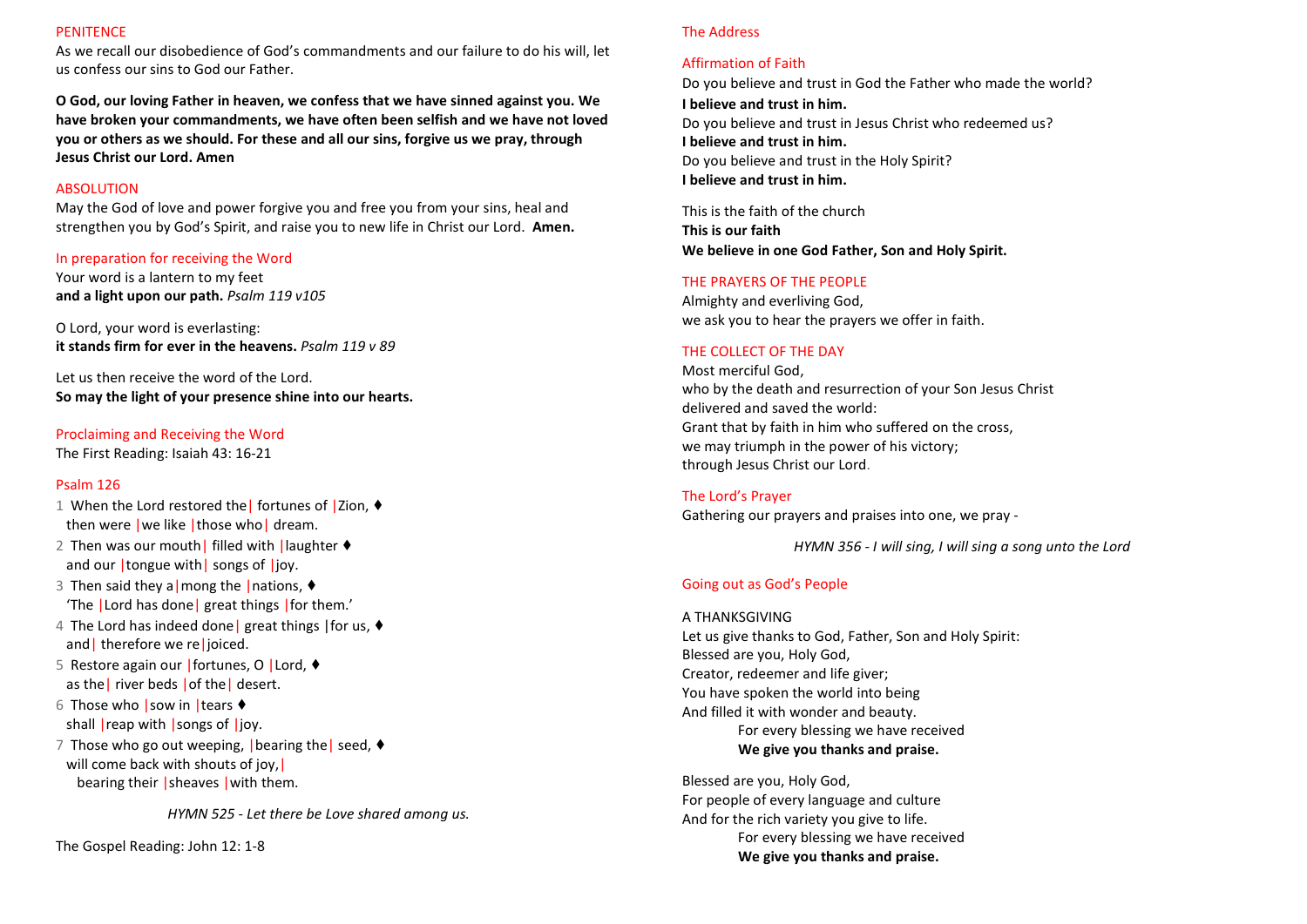## PENITENCE

As we recall our disobedience of God's commandments and our failure to do his will, let us confess our sins to God our Father.

**O God, our loving Father in heaven, we confess that we have sinned against you. We have broken your commandments, we have often been selfish and we have not loved you or others as we should. For these and all our sins, forgive us we pray, through Jesus Christ our Lord. Amen**

## ABSOLUTION

May the God of love and power forgive you and free you from your sins, heal and strengthen you by God's Spirit, and raise you to new life in Christ our Lord. **Amen.**

## In preparation for receiving the Word

Your word is a lantern to my feet
**and a light upon our path.** *Psalm 119 v105*

O Lord, your word is everlasting:
**it stands firm for ever in the heavens.** *Psalm 119 v 89*

Let us then receive the word of the Lord.
**So may the light of your presence shine into our hearts.**

## Proclaiming and Receiving the Word

The First Reading: Isaiah 43: 16-21

## Psalm 126

1 When the Lord restored the| fortunes of |Zion, ♦
then were |we like |those who| dream.

2 Then was our mouth| filled with |laughter ♦
and our |tongue with| songs of |joy.

3 Then said they a|mong the |nations, ♦
'The |Lord has done| great things |for them.'

4 The Lord has indeed done| great things |for us, ♦
and| therefore we re|joiced.

5 Restore again our |fortunes, O |Lord, ♦
as the| river beds |of the| desert.

6 Those who |sow in |tears ♦
shall |reap with |songs of |joy.

7 Those who go out weeping, |bearing the| seed, ♦
will come back with shouts of joy,|
bearing their |sheaves |with them.

*HYMN 525 - Let there be Love shared among us.*

The Gospel Reading: John 12: 1-8

## The Address

## Affirmation of Faith

Do you believe and trust in God the Father who made the world?
**I believe and trust in him.**
Do you believe and trust in Jesus Christ who redeemed us?
**I believe and trust in him.**
Do you believe and trust in the Holy Spirit?
**I believe and trust in him.**

This is the faith of the church
**This is our faith**
**We believe in one God Father, Son and Holy Spirit.**

## THE PRAYERS OF THE PEOPLE

Almighty and everliving God,
we ask you to hear the prayers we offer in faith.

## THE COLLECT OF THE DAY

Most merciful God,
who by the death and resurrection of your Son Jesus Christ
delivered and saved the world:
Grant that by faith in him who suffered on the cross,
we may triumph in the power of his victory;
through Jesus Christ our Lord.

## The Lord's Prayer

Gathering our prayers and praises into one, we pray -

*HYMN 356 - I will sing, I will sing a song unto the Lord*

## Going out as God's People

A THANKSGIVING

Let us give thanks to God, Father, Son and Holy Spirit:
Blessed are you, Holy God,
Creator, redeemer and life giver;
You have spoken the world into being
And filled it with wonder and beauty.
For every blessing we have received
**We give you thanks and praise.**

Blessed are you, Holy God,
For people of every language and culture
And for the rich variety you give to life.
For every blessing we have received
**We give you thanks and praise.**